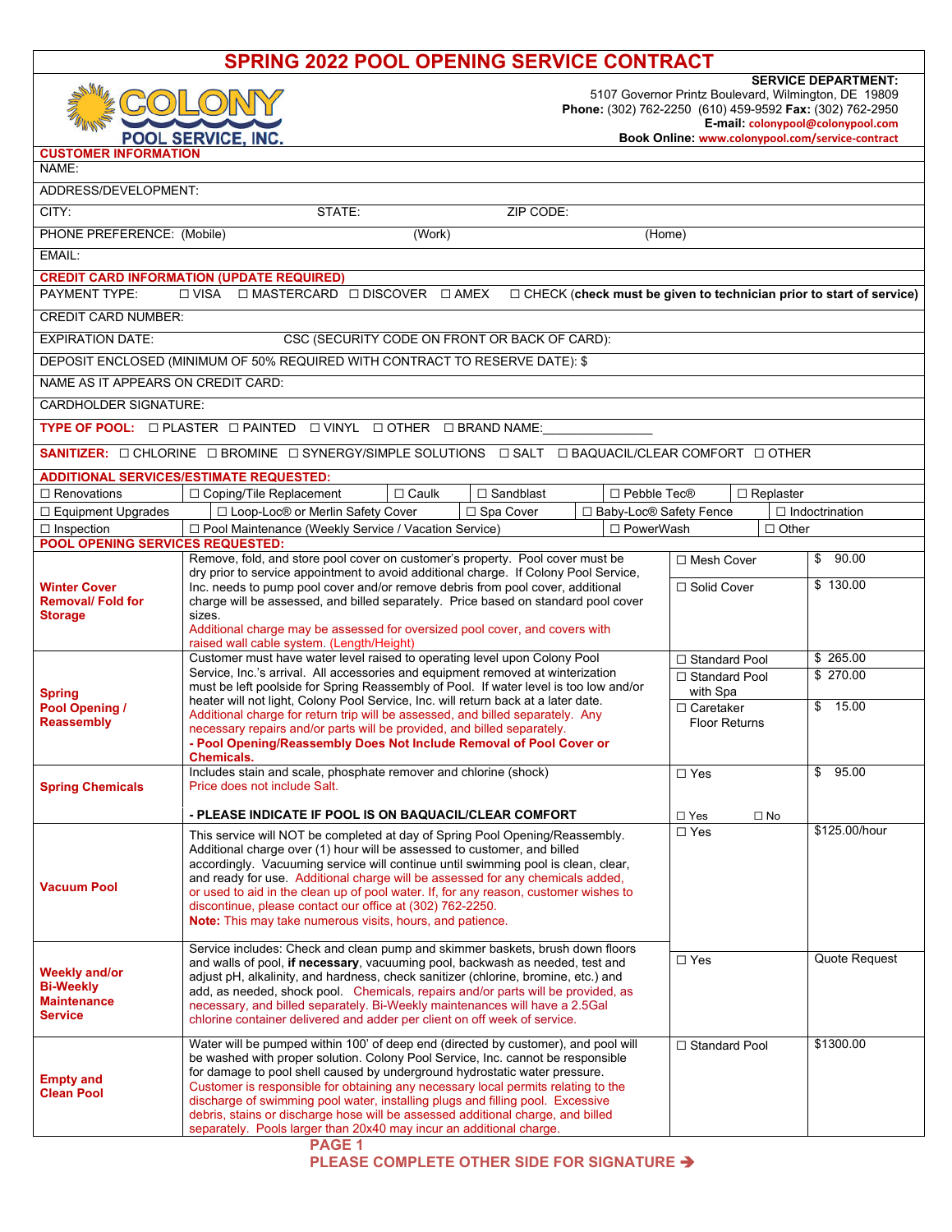# SPRING 2022 POOL OPENING SERVICE CONTRACT

COLONY POOL SERVICE, INC.

**SERVICE DEPARTMENT:**
5107 Governor Printz Boulevard, Wilmington, DE 19809
**Phone:** (302) 762-2250 (610) 459-9592 **Fax:** (302) 762-2950
**E-mail:** colonypool@colonypool.com
**Book Online:** www.colonypool.com/service-contract

## CUSTOMER INFORMATION

NAME:

ADDRESS/DEVELOPMENT:

CITY: STATE: ZIP CODE:

PHONE PREFERENCE: (Mobile) (Work) (Home)

EMAIL:

## CREDIT CARD INFORMATION (UPDATE REQUIRED)

PAYMENT TYPE: ☐ VISA ☐ MASTERCARD ☐ DISCOVER ☐ AMEX ☐ CHECK (**check must be given to technician prior to start of service**)

CREDIT CARD NUMBER:

EXPIRATION DATE: CSC (SECURITY CODE ON FRONT OR BACK OF CARD):

DEPOSIT ENCLOSED (MINIMUM OF 50% REQUIRED WITH CONTRACT TO RESERVE DATE): $

NAME AS IT APPEARS ON CREDIT CARD:

CARDHOLDER SIGNATURE:

**TYPE OF POOL:** ☐ PLASTER ☐ PAINTED ☐ VINYL ☐ OTHER ☐ BRAND NAME:_______________

**SANITIZER:** ☐ CHLORINE ☐ BROMINE ☐ SYNERGY/SIMPLE SOLUTIONS ☐ SALT ☐ BAQUACIL/CLEAR COMFORT ☐ OTHER

## ADDITIONAL SERVICES/ESTIMATE REQUESTED:

| | | | |
|---|---|---|---|
| ☐ Renovations | ☐ Coping/Tile Replacement | ☐ Caulk | ☐ Sandblast |
| ☐ Pebble Tec® | ☐ Replaster | ☐ Equipment Upgrades | ☐ Loop-Loc® or Merlin Safety Cover |
| ☐ Spa Cover | ☐ Baby-Loc® Safety Fence | ☐ Indoctrination | ☐ Inspection |
| ☐ Pool Maintenance (Weekly Service / Vacation Service) | ☐ PowerWash | ☐ Other | |

## POOL OPENING SERVICES REQUESTED:

| Service | Description | Option | Price |
|---|---|---|---|
| **Winter Cover Removal/ Fold for Storage** | Remove, fold, and store pool cover on customer's property. Pool cover must be dry prior to service appointment to avoid additional charge. If Colony Pool Service, Inc. needs to pump pool cover and/or remove debris from pool cover, additional charge will be assessed, and billed separately. Price based on standard pool cover sizes. Additional charge may be assessed for oversized pool cover, and covers with raised wall cable system. (Length/Height) | ☐ Mesh Cover<br>☐ Solid Cover | $ 90.00<br>$ 130.00 |
| **Spring Pool Opening / Reassembly** | Customer must have water level raised to operating level upon Colony Pool Service, Inc.'s arrival. All accessories and equipment removed at winterization must be left poolside for Spring Reassembly of Pool. If water level is too low and/or heater will not light, Colony Pool Service, Inc. will return back at a later date. Additional charge for return trip will be assessed, and billed separately. Any necessary repairs and/or parts will be provided, and billed separately. **- Pool Opening/Reassembly Does Not Include Removal of Pool Cover or Chemicals.** | ☐ Standard Pool<br>☐ Standard Pool with Spa<br>☐ Caretaker Floor Returns | $ 265.00<br>$ 270.00<br>$ 15.00 |
| **Spring Chemicals** | Includes stain and scale, phosphate remover and chlorine (shock) Price does not include Salt.<br>**- PLEASE INDICATE IF POOL IS ON BAQUACIL/CLEAR COMFORT** | ☐ Yes<br>☐ Yes ☐ No | $ 95.00 |
| **Vacuum Pool** | This service will NOT be completed at day of Spring Pool Opening/Reassembly. Additional charge over (1) hour will be assessed to customer, and billed accordingly. Vacuuming service will continue until swimming pool is clean, clear, and ready for use. Additional charge will be assessed for any chemicals added, or used to aid in the clean up of pool water. If, for any reason, customer wishes to discontinue, please contact our office at (302) 762-2250. **Note:** This may take numerous visits, hours, and patience. | ☐ Yes | $125.00/hour |
| **Weekly and/or Bi-Weekly Maintenance Service** | Service includes: Check and clean pump and skimmer baskets, brush down floors and walls of pool, **if necessary**, vacuuming pool, backwash as needed, test and adjust pH, alkalinity, and hardness, check sanitizer (chlorine, bromine, etc.) and add, as needed, shock pool. Chemicals, repairs and/or parts will be provided, as necessary, and billed separately. Bi-Weekly maintenances will have a 2.5Gal chlorine container delivered and adder per client on off week of service. | ☐ Yes | Quote Request |
| **Empty and Clean Pool** | Water will be pumped within 100' of deep end (directed by customer), and pool will be washed with proper solution. Colony Pool Service, Inc. cannot be responsible for damage to pool shell caused by underground hydrostatic water pressure. Customer is responsible for obtaining any necessary local permits relating to the discharge of swimming pool water, installing plugs and filling pool. Excessive debris, stains or discharge hose will be assessed additional charge, and billed separately. Pools larger than 20x40 may incur an additional charge. | ☐ Standard Pool | $1300.00 |

**PLEASE COMPLETE OTHER SIDE FOR SIGNATURE ➔**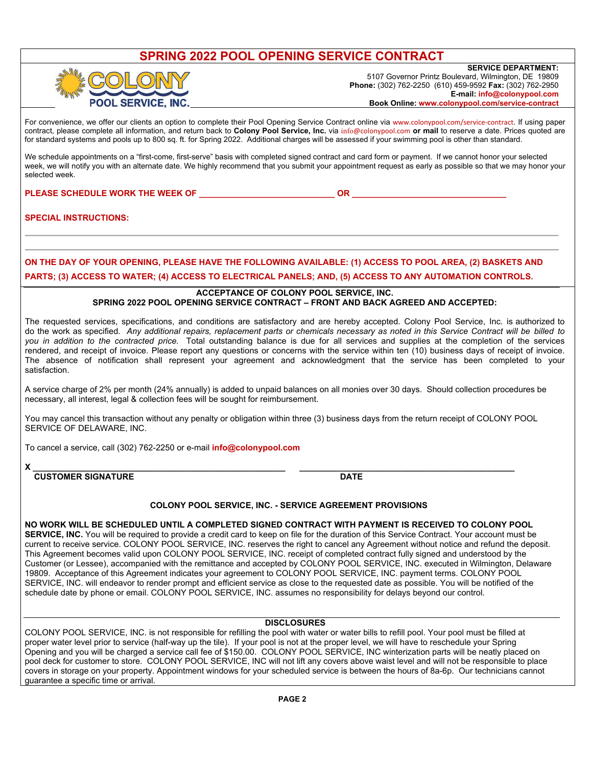# SPRING 2022 POOL OPENING SERVICE CONTRACT

COLONY POOL SERVICE, INC.

**SERVICE DEPARTMENT:**
5107 Governor Printz Boulevard, Wilmington, DE 19809
**Phone:** (302) 762-2250 (610) 459-9592 **Fax:** (302) 762-2950
**E-mail:** info@colonypool.com
**Book Online:** www.colonypool.com/service-contract

For convenience, we offer our clients an option to complete their Pool Opening Service Contract online via www.colonypool.com/service-contract. If using paper contract, please complete all information, and return back to **Colony Pool Service, Inc.** via info@colonypool.com **or mail** to reserve a date. Prices quoted are for standard systems and pools up to 800 sq. ft. for Spring 2022. Additional charges will be assessed if your swimming pool is other than standard.

We schedule appointments on a "first-come, first-serve" basis with completed signed contract and card form or payment. If we cannot honor your selected week, we will notify you with an alternate date. We highly recommend that you submit your appointment request as early as possible so that we may honor your selected week.

**PLEASE SCHEDULE WORK THE WEEK OF ____________________________ OR ________________________________**

**SPECIAL INSTRUCTIONS:**

______________________________________________________________________________

______________________________________________________________________________

**ON THE DAY OF YOUR OPENING, PLEASE HAVE THE FOLLOWING AVAILABLE: (1) ACCESS TO POOL AREA, (2) BASKETS AND PARTS; (3) ACCESS TO WATER; (4) ACCESS TO ELECTRICAL PANELS; AND, (5) ACCESS TO ANY AUTOMATION CONTROLS.**

**ACCEPTANCE OF COLONY POOL SERVICE, INC.**
**SPRING 2022 POOL OPENING SERVICE CONTRACT – FRONT AND BACK AGREED AND ACCEPTED:**

The requested services, specifications, and conditions are satisfactory and are hereby accepted. Colony Pool Service, Inc. is authorized to do the work as specified. *Any additional repairs, replacement parts or chemicals necessary as noted in this Service Contract will be billed to you in addition to the contracted price.* Total outstanding balance is due for all services and supplies at the completion of the services rendered, and receipt of invoice. Please report any questions or concerns with the service within ten (10) business days of receipt of invoice. The absence of notification shall represent your agreement and acknowledgment that the service has been completed to your satisfaction.

A service charge of 2% per month (24% annually) is added to unpaid balances on all monies over 30 days. Should collection procedures be necessary, all interest, legal & collection fees will be sought for reimbursement.

You may cancel this transaction without any penalty or obligation within three (3) business days from the return receipt of COLONY POOL SERVICE OF DELAWARE, INC.

To cancel a service, call (302) 762-2250 or e-mail **info@colonypool.com**

**X** ____________________________________________ ____________________________________________
**CUSTOMER SIGNATURE** **DATE**

**COLONY POOL SERVICE, INC. - SERVICE AGREEMENT PROVISIONS**

**NO WORK WILL BE SCHEDULED UNTIL A COMPLETED SIGNED CONTRACT WITH PAYMENT IS RECEIVED TO COLONY POOL SERVICE, INC.** You will be required to provide a credit card to keep on file for the duration of this Service Contract. Your account must be current to receive service. COLONY POOL SERVICE, INC. reserves the right to cancel any Agreement without notice and refund the deposit. This Agreement becomes valid upon COLONY POOL SERVICE, INC. receipt of completed contract fully signed and understood by the Customer (or Lessee), accompanied with the remittance and accepted by COLONY POOL SERVICE, INC. executed in Wilmington, Delaware 19809. Acceptance of this Agreement indicates your agreement to COLONY POOL SERVICE, INC. payment terms. COLONY POOL SERVICE, INC. will endeavor to render prompt and efficient service as close to the requested date as possible. You will be notified of the schedule date by phone or email. COLONY POOL SERVICE, INC. assumes no responsibility for delays beyond our control.

**DISCLOSURES**

COLONY POOL SERVICE, INC. is not responsible for refilling the pool with water or water bills to refill pool. Your pool must be filled at proper water level prior to service (half-way up the tile). If your pool is not at the proper level, we will have to reschedule your Spring Opening and you will be charged a service call fee of $150.00. COLONY POOL SERVICE, INC winterization parts will be neatly placed on pool deck for customer to store. COLONY POOL SERVICE, INC will not lift any covers above waist level and will not be responsible to place covers in storage on your property. Appointment windows for your scheduled service is between the hours of 8a-6p. Our technicians cannot guarantee a specific time or arrival.